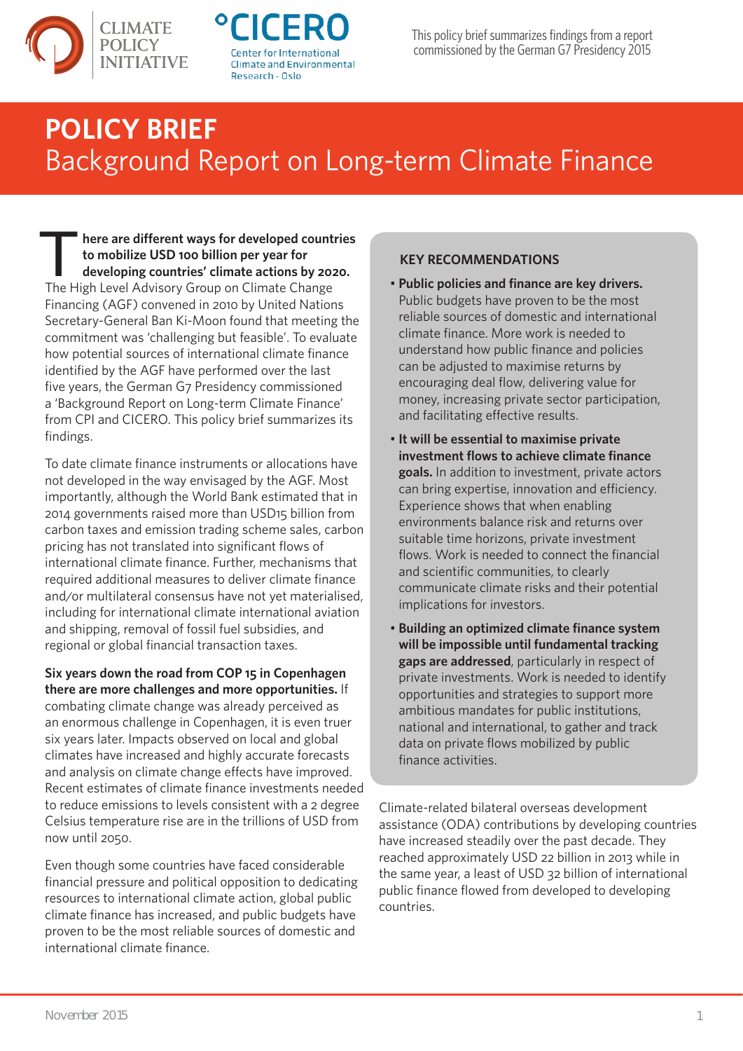CLIMATE POLICY INITIATIVE

°CICERO Center for International Climate and Environmental Research - Oslo

This policy brief summarizes findings from a report commissioned by the German G7 Presidency 2015

# POLICY BRIEF
## Background Report on Long-term Climate Finance

**There are different ways for developed countries to mobilize USD 100 billion per year for developing countries' climate actions by 2020.** The High Level Advisory Group on Climate Change Financing (AGF) convened in 2010 by United Nations Secretary-General Ban Ki-Moon found that meeting the commitment was 'challenging but feasible'. To evaluate how potential sources of international climate finance identified by the AGF have performed over the last five years, the German G7 Presidency commissioned a 'Background Report on Long-term Climate Finance' from CPI and CICERO. This policy brief summarizes its findings.

To date climate finance instruments or allocations have not developed in the way envisaged by the AGF. Most importantly, although the World Bank estimated that in 2014 governments raised more than USD15 billion from carbon taxes and emission trading scheme sales, carbon pricing has not translated into significant flows of international climate finance. Further, mechanisms that required additional measures to deliver climate finance and/or multilateral consensus have not yet materialised, including for international climate international aviation and shipping, removal of fossil fuel subsidies, and regional or global financial transaction taxes.

**Six years down the road from COP 15 in Copenhagen there are more challenges and more opportunities.** If combating climate change was already perceived as an enormous challenge in Copenhagen, it is even truer six years later. Impacts observed on local and global climates have increased and highly accurate forecasts and analysis on climate change effects have improved. Recent estimates of climate finance investments needed to reduce emissions to levels consistent with a 2 degree Celsius temperature rise are in the trillions of USD from now until 2050.

Even though some countries have faced considerable financial pressure and political opposition to dedicating resources to international climate action, global public climate finance has increased, and public budgets have proven to be the most reliable sources of domestic and international climate finance.

### KEY RECOMMENDATIONS

- **Public policies and finance are key drivers.** Public budgets have proven to be the most reliable sources of domestic and international climate finance. More work is needed to understand how public finance and policies can be adjusted to maximise returns by encouraging deal flow, delivering value for money, increasing private sector participation, and facilitating effective results.
- **It will be essential to maximise private investment flows to achieve climate finance goals.** In addition to investment, private actors can bring expertise, innovation and efficiency. Experience shows that when enabling environments balance risk and returns over suitable time horizons, private investment flows. Work is needed to connect the financial and scientific communities, to clearly communicate climate risks and their potential implications for investors.
- **Building an optimized climate finance system will be impossible until fundamental tracking gaps are addressed**, particularly in respect of private investments. Work is needed to identify opportunities and strategies to support more ambitious mandates for public institutions, national and international, to gather and track data on private flows mobilized by public finance activities.

Climate-related bilateral overseas development assistance (ODA) contributions by developing countries have increased steadily over the past decade. They reached approximately USD 22 billion in 2013 while in the same year, a least of USD 32 billion of international public finance flowed from developed to developing countries.

November 2015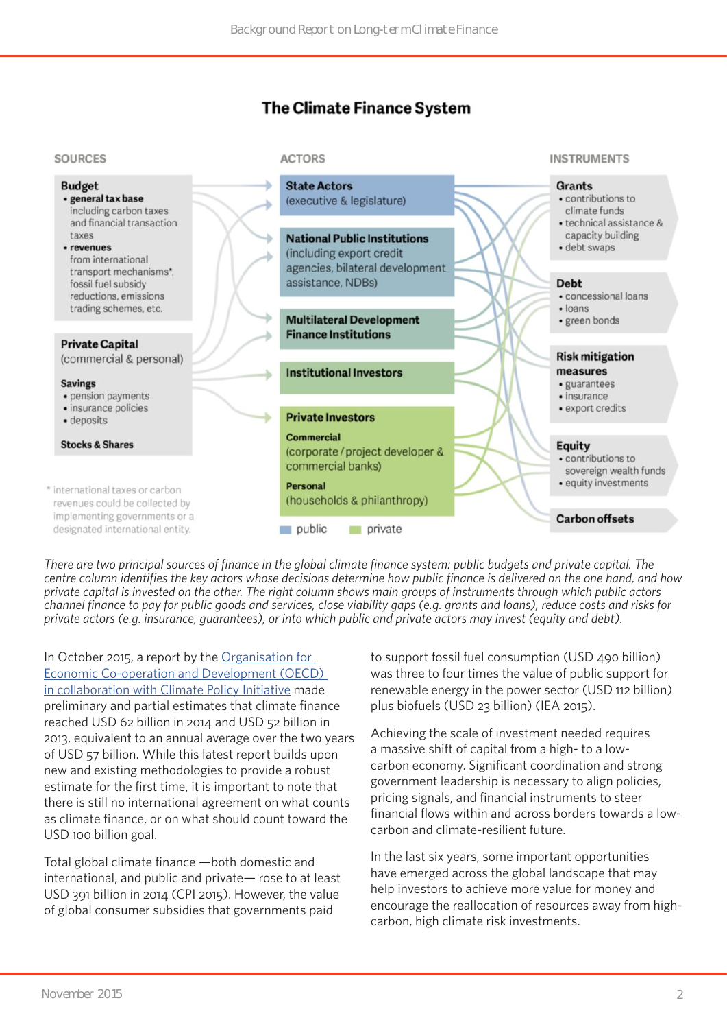## The Climate Finance System

**SOURCES**

**Budget**
- **general tax base** including carbon taxes and financial transaction taxes
- **revenues** from international transport mechanisms*, fossil fuel subsidy reductions, emissions trading schemes, etc.

**Private Capital** (commercial & personal)

**Savings**
- pension payments
- insurance policies
- deposits

**Stocks & Shares**

\* international taxes or carbon revenues could be collected by implementing governments or a designated international entity.

**ACTORS**

**State Actors** (executive & legislature)

**National Public Institutions** (including export credit agencies, bilateral development assistance, NDBs)

**Multilateral Development Finance Institutions**

**Institutional Investors**

**Private Investors**

**Commercial** (corporate / project developer & commercial banks)

**Personal** (households & philanthropy)

public | private

**INSTRUMENTS**

**Grants**
- contributions to climate funds
- technical assistance & capacity building
- debt swaps

**Debt**
- concessional loans
- loans
- green bonds

**Risk mitigation measures**
- guarantees
- insurance
- export credits

**Equity**
- contributions to sovereign wealth funds
- equity investments

**Carbon offsets**

*There are two principal sources of finance in the global climate finance system: public budgets and private capital. The centre column identifies the key actors whose decisions determine how public finance is delivered on the one hand, and how private capital is invested on the other. The right column shows main groups of instruments through which public actors channel finance to pay for public goods and services, close viability gaps (e.g. grants and loans), reduce costs and risks for private actors (e.g. insurance, guarantees), or into which public and private actors may invest (equity and debt).*

In October 2015, a report by the Organisation for Economic Co-operation and Development (OECD) in collaboration with Climate Policy Initiative made preliminary and partial estimates that climate finance reached USD 62 billion in 2014 and USD 52 billion in 2013, equivalent to an annual average over the two years of USD 57 billion. While this latest report builds upon new and existing methodologies to provide a robust estimate for the first time, it is important to note that there is still no international agreement on what counts as climate finance, or on what should count toward the USD 100 billion goal.

Total global climate finance —both domestic and international, and public and private— rose to at least USD 391 billion in 2014 (CPI 2015). However, the value of global consumer subsidies that governments paid to support fossil fuel consumption (USD 490 billion) was three to four times the value of public support for renewable energy in the power sector (USD 112 billion) plus biofuels (USD 23 billion) (IEA 2015).

Achieving the scale of investment needed requires a massive shift of capital from a high- to a low-carbon economy. Significant coordination and strong government leadership is necessary to align policies, pricing signals, and financial instruments to steer financial flows within and across borders towards a low-carbon and climate-resilient future.

In the last six years, some important opportunities have emerged across the global landscape that may help investors to achieve more value for money and encourage the reallocation of resources away from high-carbon, high climate risk investments.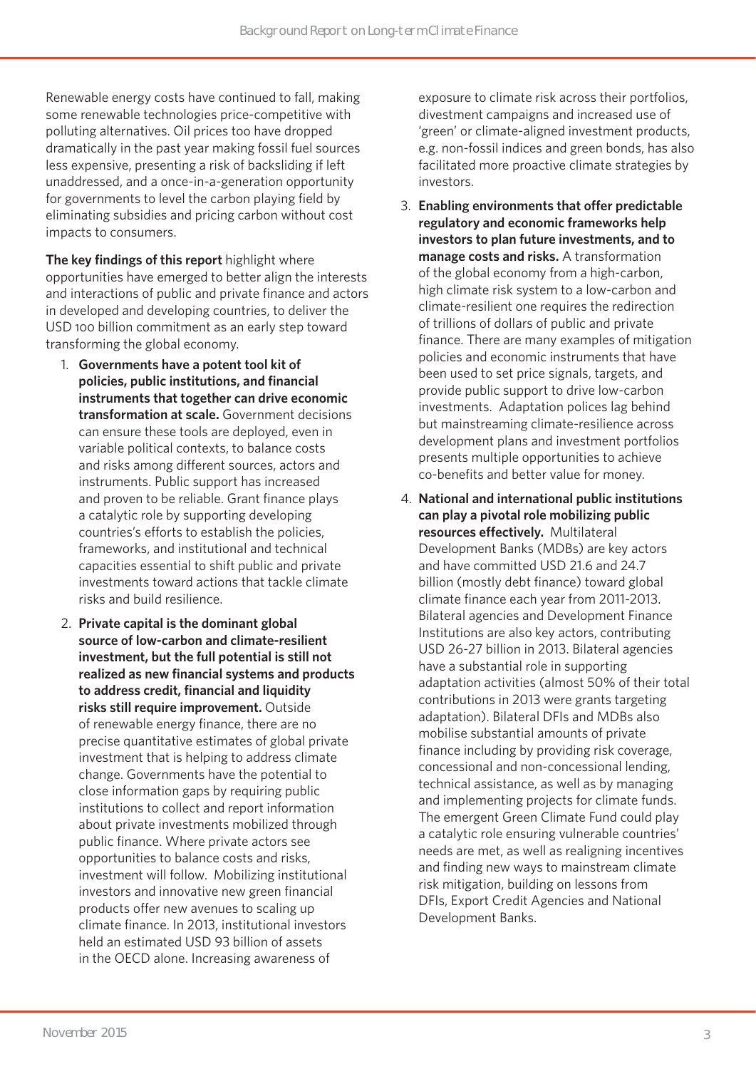Renewable energy costs have continued to fall, making some renewable technologies price-competitive with polluting alternatives. Oil prices too have dropped dramatically in the past year making fossil fuel sources less expensive, presenting a risk of backsliding if left unaddressed, and a once-in-a-generation opportunity for governments to level the carbon playing field by eliminating subsidies and pricing carbon without cost impacts to consumers.

**The key findings of this report** highlight where opportunities have emerged to better align the interests and interactions of public and private finance and actors in developed and developing countries, to deliver the USD 100 billion commitment as an early step toward transforming the global economy.

1. **Governments have a potent tool kit of policies, public institutions, and financial instruments that together can drive economic transformation at scale.** Government decisions can ensure these tools are deployed, even in variable political contexts, to balance costs and risks among different sources, actors and instruments. Public support has increased and proven to be reliable. Grant finance plays a catalytic role by supporting developing countries's efforts to establish the policies, frameworks, and institutional and technical capacities essential to shift public and private investments toward actions that tackle climate risks and build resilience.

2. **Private capital is the dominant global source of low-carbon and climate-resilient investment, but the full potential is still not realized as new financial systems and products to address credit, financial and liquidity risks still require improvement.** Outside of renewable energy finance, there are no precise quantitative estimates of global private investment that is helping to address climate change. Governments have the potential to close information gaps by requiring public institutions to collect and report information about private investments mobilized through public finance. Where private actors see opportunities to balance costs and risks, investment will follow. Mobilizing institutional investors and innovative new green financial products offer new avenues to scaling up climate finance. In 2013, institutional investors held an estimated USD 93 billion of assets in the OECD alone. Increasing awareness of exposure to climate risk across their portfolios, divestment campaigns and increased use of 'green' or climate-aligned investment products, e.g. non-fossil indices and green bonds, has also facilitated more proactive climate strategies by investors.

3. **Enabling environments that offer predictable regulatory and economic frameworks help investors to plan future investments, and to manage costs and risks.** A transformation of the global economy from a high-carbon, high climate risk system to a low-carbon and climate-resilient one requires the redirection of trillions of dollars of public and private finance. There are many examples of mitigation policies and economic instruments that have been used to set price signals, targets, and provide public support to drive low-carbon investments. Adaptation polices lag behind but mainstreaming climate-resilience across development plans and investment portfolios presents multiple opportunities to achieve co-benefits and better value for money.

4. **National and international public institutions can play a pivotal role mobilizing public resources effectively.** Multilateral Development Banks (MDBs) are key actors and have committed USD 21.6 and 24.7 billion (mostly debt finance) toward global climate finance each year from 2011-2013. Bilateral agencies and Development Finance Institutions are also key actors, contributing USD 26-27 billion in 2013. Bilateral agencies have a substantial role in supporting adaptation activities (almost 50% of their total contributions in 2013 were grants targeting adaptation). Bilateral DFIs and MDBs also mobilise substantial amounts of private finance including by providing risk coverage, concessional and non-concessional lending, technical assistance, as well as by managing and implementing projects for climate funds. The emergent Green Climate Fund could play a catalytic role ensuring vulnerable countries' needs are met, as well as realigning incentives and finding new ways to mainstream climate risk mitigation, building on lessons from DFIs, Export Credit Agencies and National Development Banks.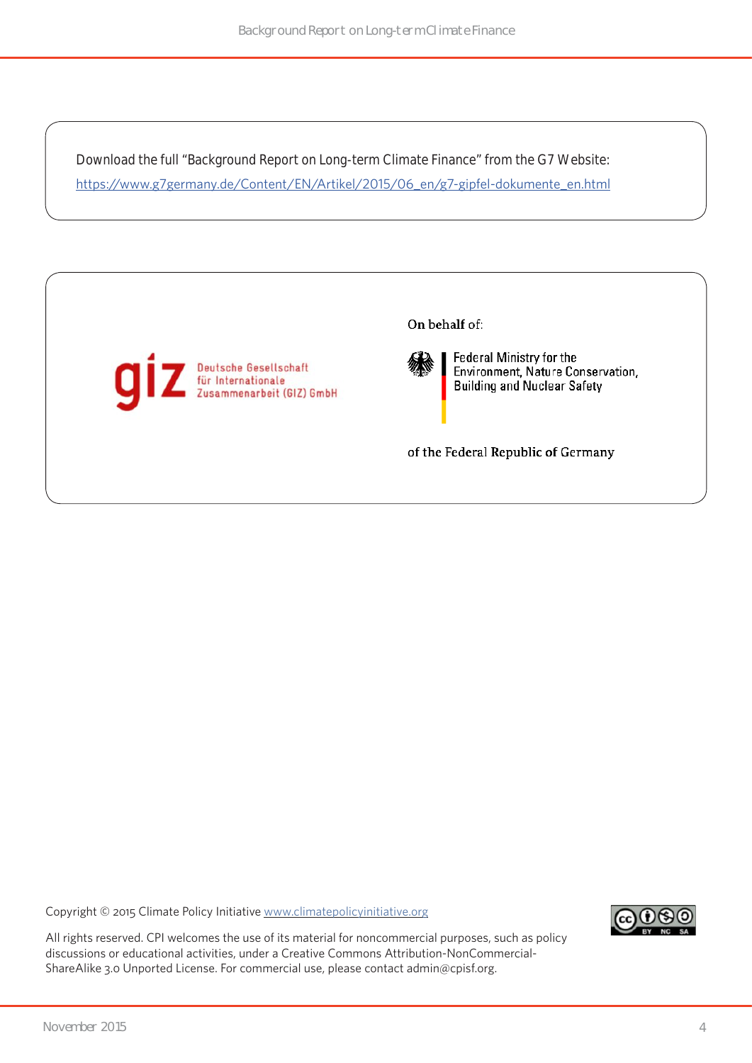Download the full "Background Report on Long-term Climate Finance" from the G7 Website:
https://www.g7germany.de/Content/EN/Artikel/2015/06_en/g7-gipfel-dokumente_en.html

giz Deutsche Gesellschaft für Internationale Zusammenarbeit (GIZ) GmbH

On behalf of:

Federal Ministry for the Environment, Nature Conservation, Building and Nuclear Safety

of the Federal Republic of Germany

Copyright © 2015 Climate Policy Initiative www.climatepolicyinitiative.org

All rights reserved. CPI welcomes the use of its material for noncommercial purposes, such as policy discussions or educational activities, under a Creative Commons Attribution-NonCommercial-ShareAlike 3.0 Unported License. For commercial use, please contact admin@cpisf.org.

November 2015